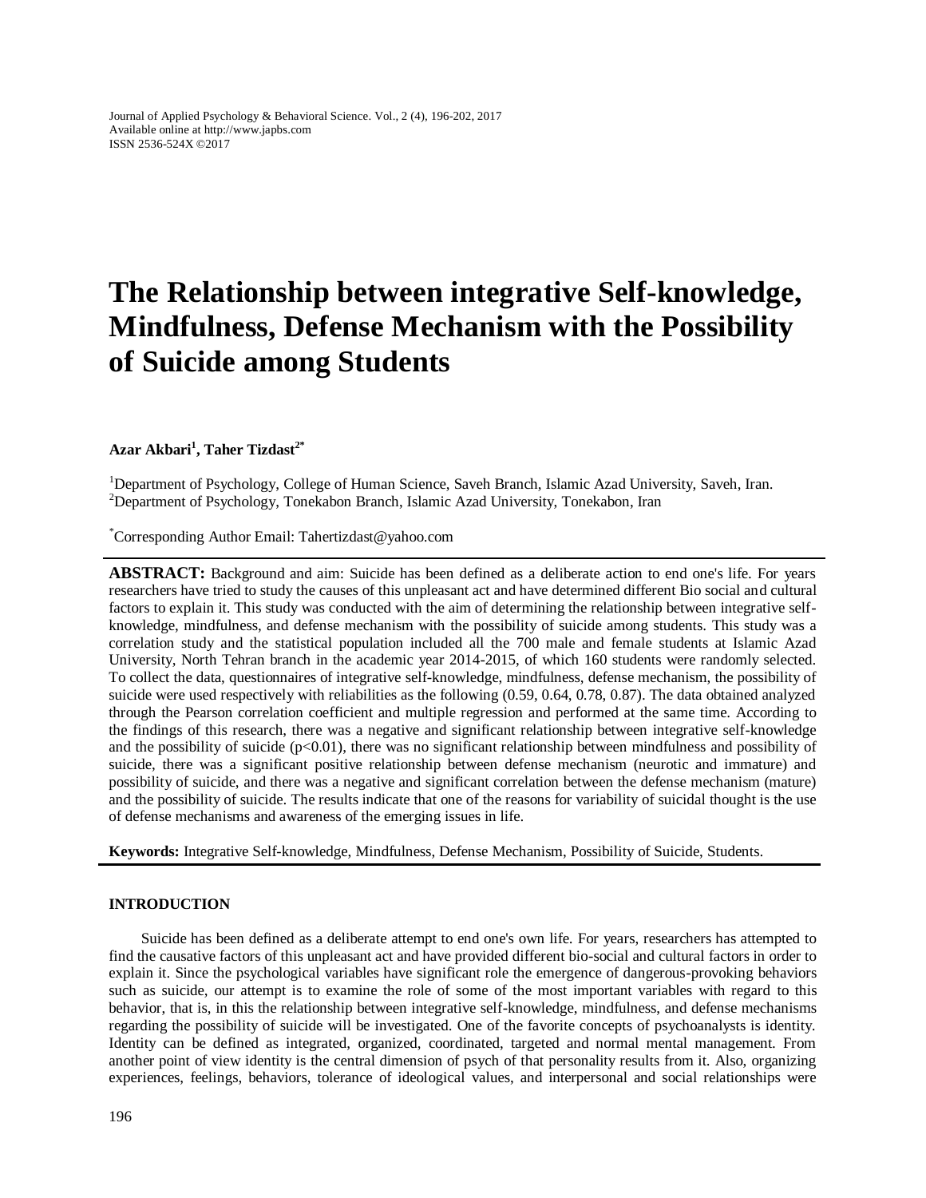# The Relationship between integrative Self-knowledge, Mindfulness, Defense Mechanism with the Possibility of Suicide among Students

**Azar Akbari[1], Taher Tizdast[2*]**

[1]Department of Psychology, College of Human Science, Saveh Branch, Islamic Azad University, Saveh, Iran.
[2]Department of Psychology, Tonekabon Branch, Islamic Azad University, Tonekabon, Iran

[*]Corresponding Author Email: Tahertizdast@yahoo.com

**ABSTRACT:** Background and aim: Suicide has been defined as a deliberate action to end one's life. For years researchers have tried to study the causes of this unpleasant act and have determined different Bio social and cultural factors to explain it. This study was conducted with the aim of determining the relationship between integrative self-knowledge, mindfulness, and defense mechanism with the possibility of suicide among students. This study was a correlation study and the statistical population included all the 700 male and female students at Islamic Azad University, North Tehran branch in the academic year 2014-2015, of which 160 students were randomly selected. To collect the data, questionnaires of integrative self-knowledge, mindfulness, defense mechanism, the possibility of suicide were used respectively with reliabilities as the following (0.59, 0.64, 0.78, 0.87). The data obtained analyzed through the Pearson correlation coefficient and multiple regression and performed at the same time. According to the findings of this research, there was a negative and significant relationship between integrative self-knowledge and the possibility of suicide ($p<0.01$), there was no significant relationship between mindfulness and possibility of suicide, there was a significant positive relationship between defense mechanism (neurotic and immature) and possibility of suicide, and there was a negative and significant correlation between the defense mechanism (mature) and the possibility of suicide. The results indicate that one of the reasons for variability of suicidal thought is the use of defense mechanisms and awareness of the emerging issues in life.

**Keywords:** Integrative Self-knowledge, Mindfulness, Defense Mechanism, Possibility of Suicide, Students.

## INTRODUCTION

Suicide has been defined as a deliberate attempt to end one's own life. For years, researchers has attempted to find the causative factors of this unpleasant act and have provided different bio-social and cultural factors in order to explain it. Since the psychological variables have significant role the emergence of dangerous-provoking behaviors such as suicide, our attempt is to examine the role of some of the most important variables with regard to this behavior, that is, in this the relationship between integrative self-knowledge, mindfulness, and defense mechanisms regarding the possibility of suicide will be investigated. One of the favorite concepts of psychoanalysts is identity. Identity can be defined as integrated, organized, coordinated, targeted and normal mental management. From another point of view identity is the central dimension of psych of that personality results from it. Also, organizing experiences, feelings, behaviors, tolerance of ideological values, and interpersonal and social relationships were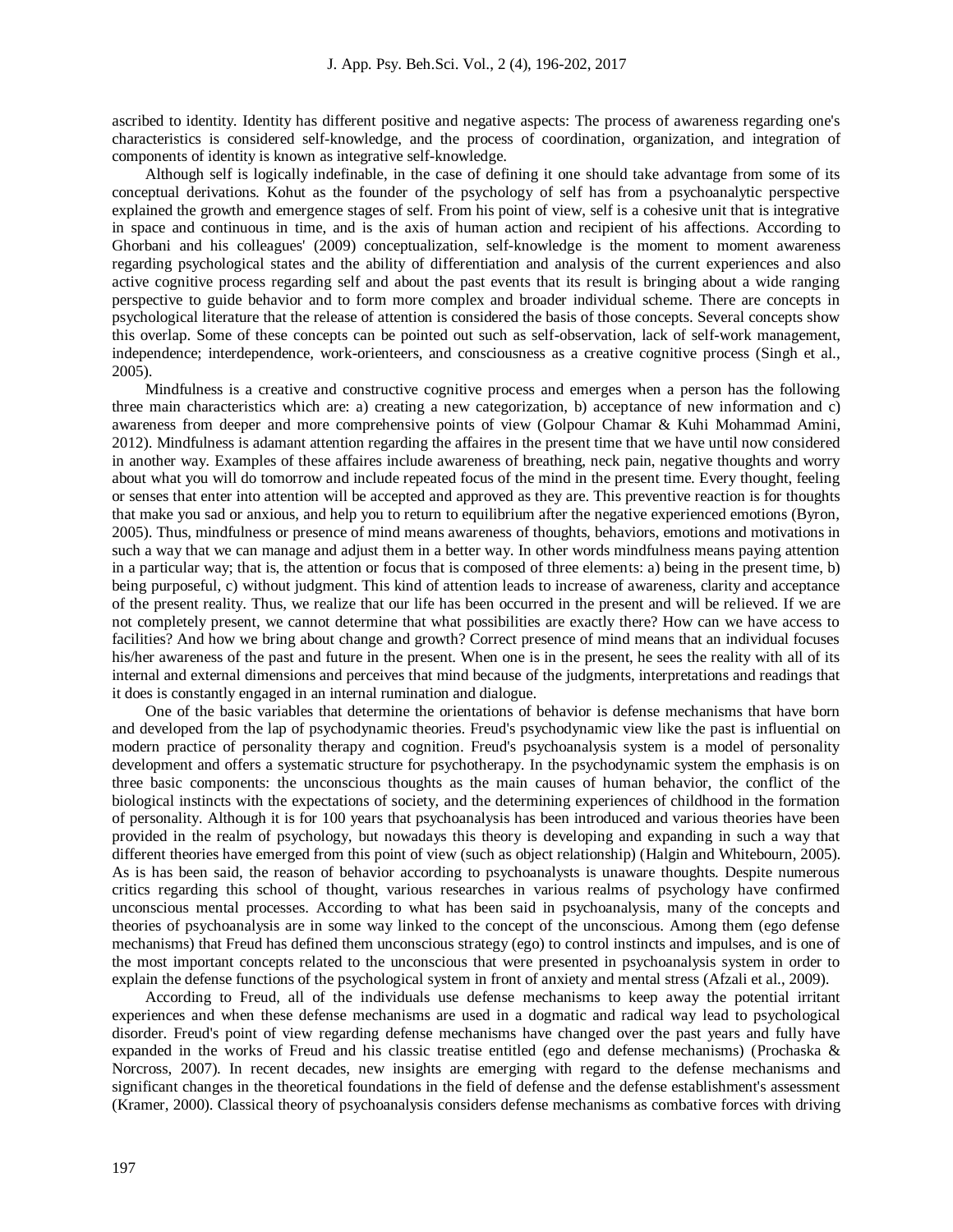ascribed to identity. Identity has different positive and negative aspects: The process of awareness regarding one's characteristics is considered self-knowledge, and the process of coordination, organization, and integration of components of identity is known as integrative self-knowledge.

Although self is logically indefinable, in the case of defining it one should take advantage from some of its conceptual derivations. Kohut as the founder of the psychology of self has from a psychoanalytic perspective explained the growth and emergence stages of self. From his point of view, self is a cohesive unit that is integrative in space and continuous in time, and is the axis of human action and recipient of his affections. According to Ghorbani and his colleagues' (2009) conceptualization, self-knowledge is the moment to moment awareness regarding psychological states and the ability of differentiation and analysis of the current experiences and also active cognitive process regarding self and about the past events that its result is bringing about a wide ranging perspective to guide behavior and to form more complex and broader individual scheme. There are concepts in psychological literature that the release of attention is considered the basis of those concepts. Several concepts show this overlap. Some of these concepts can be pointed out such as self-observation, lack of self-work management, independence; interdependence, work-orienteers, and consciousness as a creative cognitive process (Singh et al., 2005).

Mindfulness is a creative and constructive cognitive process and emerges when a person has the following three main characteristics which are: a) creating a new categorization, b) acceptance of new information and c) awareness from deeper and more comprehensive points of view (Golpour Chamar & Kuhi Mohammad Amini, 2012). Mindfulness is adamant attention regarding the affaires in the present time that we have until now considered in another way. Examples of these affaires include awareness of breathing, neck pain, negative thoughts and worry about what you will do tomorrow and include repeated focus of the mind in the present time. Every thought, feeling or senses that enter into attention will be accepted and approved as they are. This preventive reaction is for thoughts that make you sad or anxious, and help you to return to equilibrium after the negative experienced emotions (Byron, 2005). Thus, mindfulness or presence of mind means awareness of thoughts, behaviors, emotions and motivations in such a way that we can manage and adjust them in a better way. In other words mindfulness means paying attention in a particular way; that is, the attention or focus that is composed of three elements: a) being in the present time, b) being purposeful, c) without judgment. This kind of attention leads to increase of awareness, clarity and acceptance of the present reality. Thus, we realize that our life has been occurred in the present and will be relieved. If we are not completely present, we cannot determine that what possibilities are exactly there? How can we have access to facilities? And how we bring about change and growth? Correct presence of mind means that an individual focuses his/her awareness of the past and future in the present. When one is in the present, he sees the reality with all of its internal and external dimensions and perceives that mind because of the judgments, interpretations and readings that it does is constantly engaged in an internal rumination and dialogue.

One of the basic variables that determine the orientations of behavior is defense mechanisms that have born and developed from the lap of psychodynamic theories. Freud's psychodynamic view like the past is influential on modern practice of personality therapy and cognition. Freud's psychoanalysis system is a model of personality development and offers a systematic structure for psychotherapy. In the psychodynamic system the emphasis is on three basic components: the unconscious thoughts as the main causes of human behavior, the conflict of the biological instincts with the expectations of society, and the determining experiences of childhood in the formation of personality. Although it is for 100 years that psychoanalysis has been introduced and various theories have been provided in the realm of psychology, but nowadays this theory is developing and expanding in such a way that different theories have emerged from this point of view (such as object relationship) (Halgin and Whitebourn, 2005). As is has been said, the reason of behavior according to psychoanalysts is unaware thoughts. Despite numerous critics regarding this school of thought, various researches in various realms of psychology have confirmed unconscious mental processes. According to what has been said in psychoanalysis, many of the concepts and theories of psychoanalysis are in some way linked to the concept of the unconscious. Among them (ego defense mechanisms) that Freud has defined them unconscious strategy (ego) to control instincts and impulses, and is one of the most important concepts related to the unconscious that were presented in psychoanalysis system in order to explain the defense functions of the psychological system in front of anxiety and mental stress (Afzali et al., 2009).

According to Freud, all of the individuals use defense mechanisms to keep away the potential irritant experiences and when these defense mechanisms are used in a dogmatic and radical way lead to psychological disorder. Freud's point of view regarding defense mechanisms have changed over the past years and fully have expanded in the works of Freud and his classic treatise entitled (ego and defense mechanisms) (Prochaska & Norcross, 2007). In recent decades, new insights are emerging with regard to the defense mechanisms and significant changes in the theoretical foundations in the field of defense and the defense establishment's assessment (Kramer, 2000). Classical theory of psychoanalysis considers defense mechanisms as combative forces with driving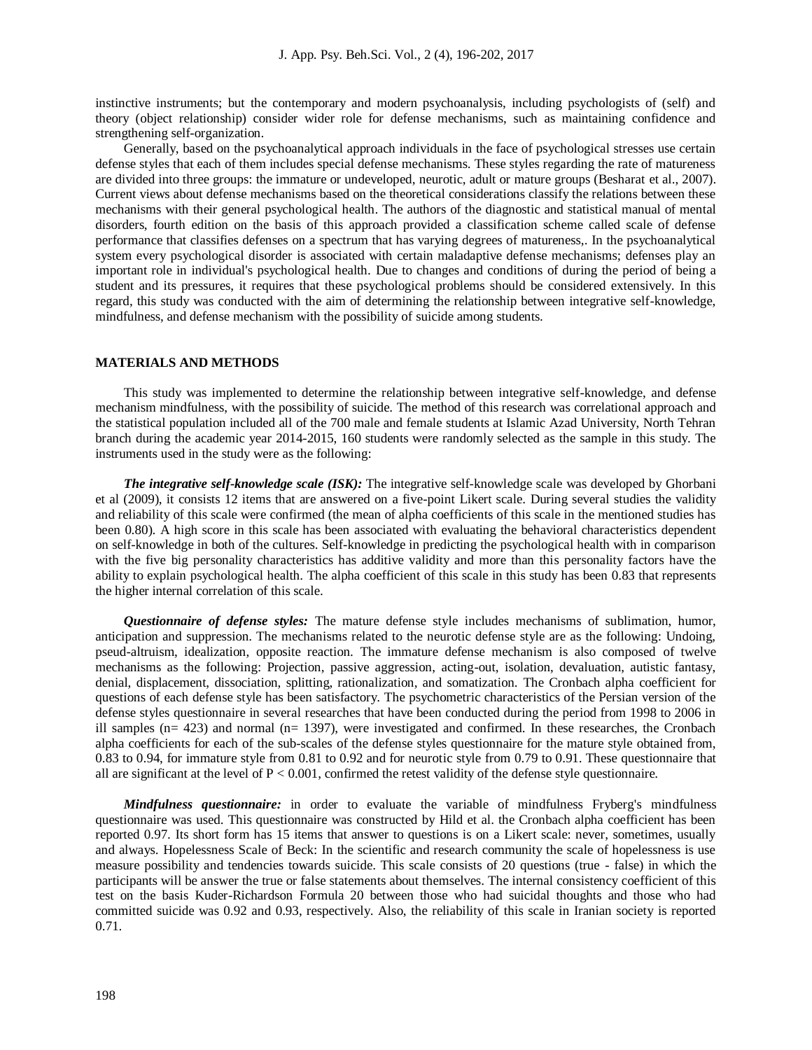instinctive instruments; but the contemporary and modern psychoanalysis, including psychologists of (self) and theory (object relationship) consider wider role for defense mechanisms, such as maintaining confidence and strengthening self-organization.

Generally, based on the psychoanalytical approach individuals in the face of psychological stresses use certain defense styles that each of them includes special defense mechanisms. These styles regarding the rate of matureness are divided into three groups: the immature or undeveloped, neurotic, adult or mature groups (Besharat et al., 2007). Current views about defense mechanisms based on the theoretical considerations classify the relations between these mechanisms with their general psychological health. The authors of the diagnostic and statistical manual of mental disorders, fourth edition on the basis of this approach provided a classification scheme called scale of defense performance that classifies defenses on a spectrum that has varying degrees of matureness,. In the psychoanalytical system every psychological disorder is associated with certain maladaptive defense mechanisms; defenses play an important role in individual's psychological health. Due to changes and conditions of during the period of being a student and its pressures, it requires that these psychological problems should be considered extensively. In this regard, this study was conducted with the aim of determining the relationship between integrative self-knowledge, mindfulness, and defense mechanism with the possibility of suicide among students.

## MATERIALS AND METHODS

This study was implemented to determine the relationship between integrative self-knowledge, and defense mechanism mindfulness, with the possibility of suicide. The method of this research was correlational approach and the statistical population included all of the 700 male and female students at Islamic Azad University, North Tehran branch during the academic year 2014-2015, 160 students were randomly selected as the sample in this study. The instruments used in the study were as the following:

***The integrative self-knowledge scale (ISK):*** The integrative self-knowledge scale was developed by Ghorbani et al (2009), it consists 12 items that are answered on a five-point Likert scale. During several studies the validity and reliability of this scale were confirmed (the mean of alpha coefficients of this scale in the mentioned studies has been 0.80). A high score in this scale has been associated with evaluating the behavioral characteristics dependent on self-knowledge in both of the cultures. Self-knowledge in predicting the psychological health with in comparison with the five big personality characteristics has additive validity and more than this personality factors have the ability to explain psychological health. The alpha coefficient of this scale in this study has been 0.83 that represents the higher internal correlation of this scale.

***Questionnaire of defense styles:*** The mature defense style includes mechanisms of sublimation, humor, anticipation and suppression. The mechanisms related to the neurotic defense style are as the following: Undoing, pseud-altruism, idealization, opposite reaction. The immature defense mechanism is also composed of twelve mechanisms as the following: Projection, passive aggression, acting-out, isolation, devaluation, autistic fantasy, denial, displacement, dissociation, splitting, rationalization, and somatization. The Cronbach alpha coefficient for questions of each defense style has been satisfactory. The psychometric characteristics of the Persian version of the defense styles questionnaire in several researches that have been conducted during the period from 1998 to 2006 in ill samples (n= 423) and normal (n= 1397), were investigated and confirmed. In these researches, the Cronbach alpha coefficients for each of the sub-scales of the defense styles questionnaire for the mature style obtained from, 0.83 to 0.94, for immature style from 0.81 to 0.92 and for neurotic style from 0.79 to 0.91. These questionnaire that all are significant at the level of $P < 0.001$, confirmed the retest validity of the defense style questionnaire.

***Mindfulness questionnaire:*** in order to evaluate the variable of mindfulness Fryberg's mindfulness questionnaire was used. This questionnaire was constructed by Hild et al. the Cronbach alpha coefficient has been reported 0.97. Its short form has 15 items that answer to questions is on a Likert scale: never, sometimes, usually and always. Hopelessness Scale of Beck: In the scientific and research community the scale of hopelessness is use measure possibility and tendencies towards suicide. This scale consists of 20 questions (true - false) in which the participants will be answer the true or false statements about themselves. The internal consistency coefficient of this test on the basis Kuder-Richardson Formula 20 between those who had suicidal thoughts and those who had committed suicide was 0.92 and 0.93, respectively. Also, the reliability of this scale in Iranian society is reported 0.71.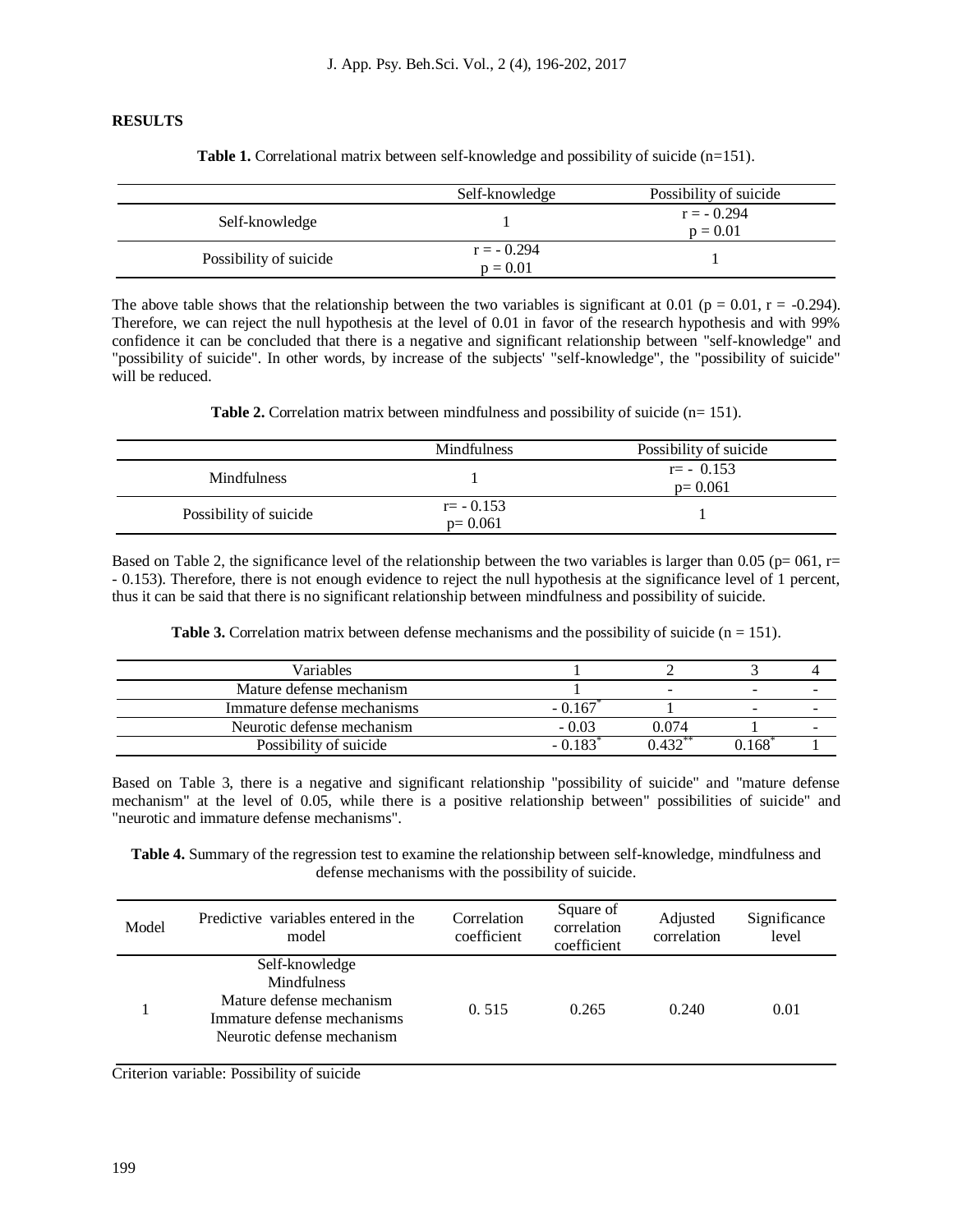## RESULTS

**Table 1.** Correlational matrix between self-knowledge and possibility of suicide (n=151).

| | Self-knowledge | Possibility of suicide |
|---|---|---|
| Self-knowledge | 1 | r = - 0.294<br>p = 0.01 |
| Possibility of suicide | r = - 0.294<br>p = 0.01 | 1 |

The above table shows that the relationship between the two variables is significant at 0.01 ($p = 0.01$, $r = -0.294$). Therefore, we can reject the null hypothesis at the level of 0.01 in favor of the research hypothesis and with 99% confidence it can be concluded that there is a negative and significant relationship between "self-knowledge" and "possibility of suicide". In other words, by increase of the subjects' "self-knowledge", the "possibility of suicide" will be reduced.

**Table 2.** Correlation matrix between mindfulness and possibility of suicide (n= 151).

| | Mindfulness | Possibility of suicide |
|---|---|---|
| Mindfulness | 1 | r= - 0.153<br>p= 0.061 |
| Possibility of suicide | r= - 0.153<br>p= 0.061 | 1 |

Based on Table 2, the significance level of the relationship between the two variables is larger than 0.05 (p= 061, r= - 0.153). Therefore, there is not enough evidence to reject the null hypothesis at the significance level of 1 percent, thus it can be said that there is no significant relationship between mindfulness and possibility of suicide.

**Table 3.** Correlation matrix between defense mechanisms and the possibility of suicide (n = 151).

| Variables | 1 | 2 | 3 | 4 |
|---|---|---|---|---|
| Mature defense mechanism | 1 | - | - | - |
| Immature defense mechanisms | - 0.167* | 1 | - | - |
| Neurotic defense mechanism | - 0.03 | 0.074 | 1 | - |
| Possibility of suicide | - 0.183* | 0.432** | 0.168* | 1 |

Based on Table 3, there is a negative and significant relationship "possibility of suicide" and "mature defense mechanism" at the level of 0.05, while there is a positive relationship between" possibilities of suicide" and "neurotic and immature defense mechanisms".

**Table 4.** Summary of the regression test to examine the relationship between self-knowledge, mindfulness and defense mechanisms with the possibility of suicide.

| Model | Predictive variables entered in the model | Correlation coefficient | Square of correlation coefficient | Adjusted correlation | Significance level |
|---|---|---|---|---|---|
| 1 | Self-knowledge<br>Mindfulness<br>Mature defense mechanism<br>Immature defense mechanisms<br>Neurotic defense mechanism | 0. 515 | 0.265 | 0.240 | 0.01 |

Criterion variable: Possibility of suicide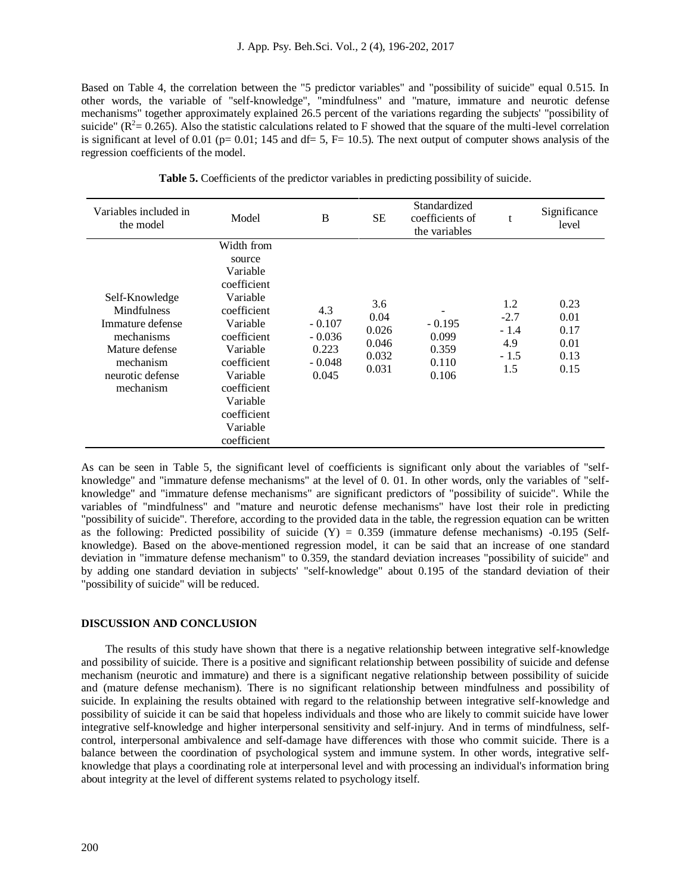Based on Table 4, the correlation between the "5 predictor variables" and "possibility of suicide" equal 0.515. In other words, the variable of "self-knowledge", "mindfulness" and "mature, immature and neurotic defense mechanisms" together approximately explained 26.5 percent of the variations regarding the subjects' "possibility of suicide" ($R^2$= 0.265). Also the statistic calculations related to F showed that the square of the multi-level correlation is significant at level of 0.01 (p= 0.01; 145 and df= 5, F= 10.5). The next output of computer shows analysis of the regression coefficients of the model.

**Table 5.** Coefficients of the predictor variables in predicting possibility of suicide.

| Variables included in the model | Model | B | SE | Standardized coefficients of the variables | t | Significance level |
|---|---|---|---|---|---|---|
| | Width from source | 4.3 | 3.6 | - | 1.2 | 0.23 |
| Self-Knowledge | Variable coefficient | - 0.107 | 0.04 | - 0.195 | -2.7 | 0.01 |
| Mindfulness | Variable coefficient | - 0.036 | 0.026 | 0.099 | - 1.4 | 0.17 |
| Immature defense mechanisms | Variable coefficient | 0.223 | 0.046 | 0.359 | 4.9 | 0.01 |
| Mature defense mechanism | Variable coefficient | - 0.048 | 0.032 | 0.110 | - 1.5 | 0.13 |
| neurotic defense mechanism | Variable coefficient | 0.045 | 0.031 | 0.106 | 1.5 | 0.15 |
| | Variable coefficient Variable coefficient Variable coefficient | | | | | |

As can be seen in Table 5, the significant level of coefficients is significant only about the variables of "self-knowledge" and "immature defense mechanisms" at the level of 0. 01. In other words, only the variables of "self-knowledge" and "immature defense mechanisms" are significant predictors of "possibility of suicide". While the variables of "mindfulness" and "mature and neurotic defense mechanisms" have lost their role in predicting "possibility of suicide". Therefore, according to the provided data in the table, the regression equation can be written as the following: Predicted possibility of suicide (Y) = 0.359 (immature defense mechanisms) -0.195 (Self-knowledge). Based on the above-mentioned regression model, it can be said that an increase of one standard deviation in "immature defense mechanism" to 0.359, the standard deviation increases "possibility of suicide" and by adding one standard deviation in subjects' "self-knowledge" about 0.195 of the standard deviation of their "possibility of suicide" will be reduced.

## DISCUSSION AND CONCLUSION

The results of this study have shown that there is a negative relationship between integrative self-knowledge and possibility of suicide. There is a positive and significant relationship between possibility of suicide and defense mechanism (neurotic and immature) and there is a significant negative relationship between possibility of suicide and (mature defense mechanism). There is no significant relationship between mindfulness and possibility of suicide. In explaining the results obtained with regard to the relationship between integrative self-knowledge and possibility of suicide it can be said that hopeless individuals and those who are likely to commit suicide have lower integrative self-knowledge and higher interpersonal sensitivity and self-injury. And in terms of mindfulness, self-control, interpersonal ambivalence and self-damage have differences with those who commit suicide. There is a balance between the coordination of psychological system and immune system. In other words, integrative self-knowledge that plays a coordinating role at interpersonal level and with processing an individual's information bring about integrity at the level of different systems related to psychology itself.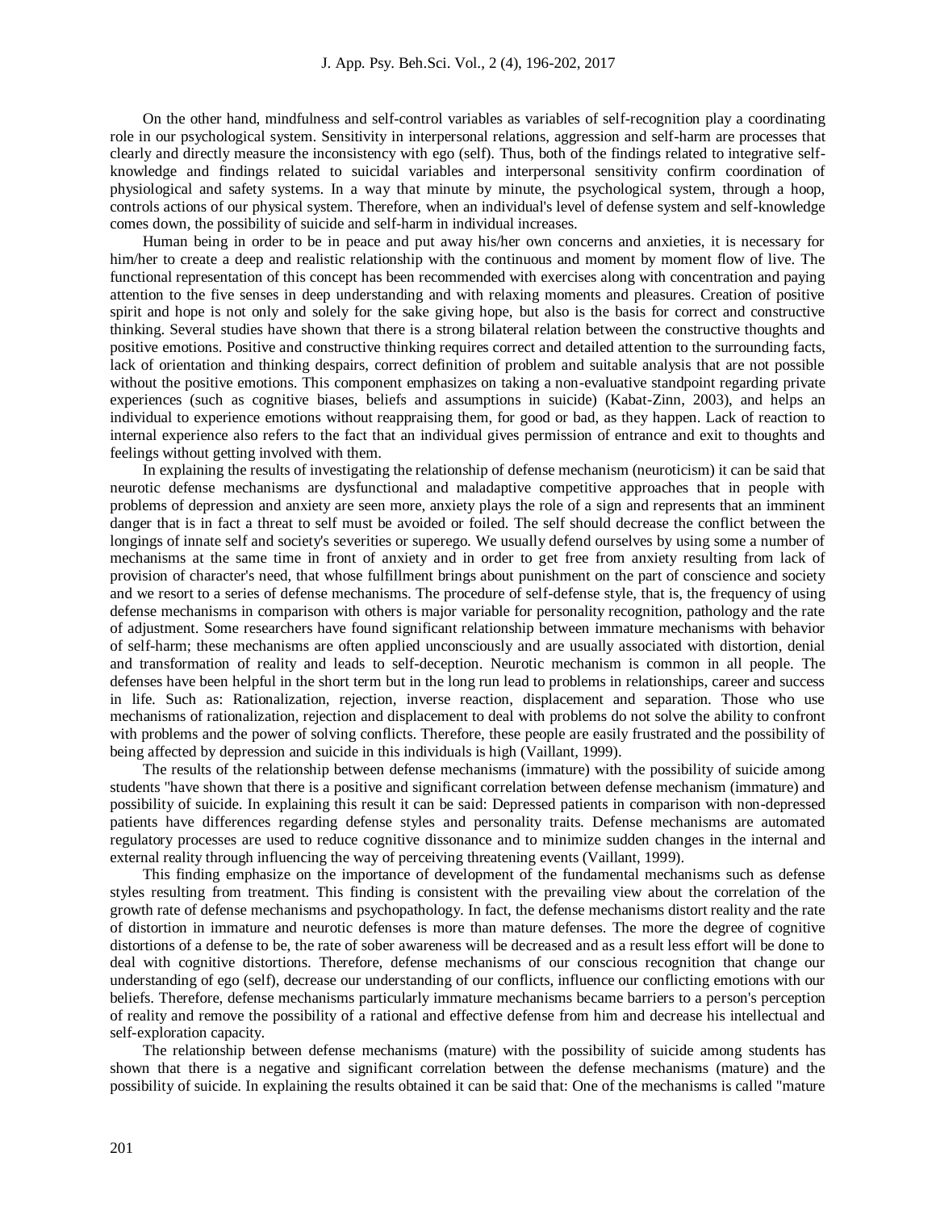On the other hand, mindfulness and self-control variables as variables of self-recognition play a coordinating role in our psychological system. Sensitivity in interpersonal relations, aggression and self-harm are processes that clearly and directly measure the inconsistency with ego (self). Thus, both of the findings related to integrative self-knowledge and findings related to suicidal variables and interpersonal sensitivity confirm coordination of physiological and safety systems. In a way that minute by minute, the psychological system, through a hoop, controls actions of our physical system. Therefore, when an individual's level of defense system and self-knowledge comes down, the possibility of suicide and self-harm in individual increases.

Human being in order to be in peace and put away his/her own concerns and anxieties, it is necessary for him/her to create a deep and realistic relationship with the continuous and moment by moment flow of live. The functional representation of this concept has been recommended with exercises along with concentration and paying attention to the five senses in deep understanding and with relaxing moments and pleasures. Creation of positive spirit and hope is not only and solely for the sake giving hope, but also is the basis for correct and constructive thinking. Several studies have shown that there is a strong bilateral relation between the constructive thoughts and positive emotions. Positive and constructive thinking requires correct and detailed attention to the surrounding facts, lack of orientation and thinking despairs, correct definition of problem and suitable analysis that are not possible without the positive emotions. This component emphasizes on taking a non-evaluative standpoint regarding private experiences (such as cognitive biases, beliefs and assumptions in suicide) (Kabat-Zinn, 2003), and helps an individual to experience emotions without reappraising them, for good or bad, as they happen. Lack of reaction to internal experience also refers to the fact that an individual gives permission of entrance and exit to thoughts and feelings without getting involved with them.

In explaining the results of investigating the relationship of defense mechanism (neuroticism) it can be said that neurotic defense mechanisms are dysfunctional and maladaptive competitive approaches that in people with problems of depression and anxiety are seen more, anxiety plays the role of a sign and represents that an imminent danger that is in fact a threat to self must be avoided or foiled. The self should decrease the conflict between the longings of innate self and society's severities or superego. We usually defend ourselves by using some a number of mechanisms at the same time in front of anxiety and in order to get free from anxiety resulting from lack of provision of character's need, that whose fulfillment brings about punishment on the part of conscience and society and we resort to a series of defense mechanisms. The procedure of self-defense style, that is, the frequency of using defense mechanisms in comparison with others is major variable for personality recognition, pathology and the rate of adjustment. Some researchers have found significant relationship between immature mechanisms with behavior of self-harm; these mechanisms are often applied unconsciously and are usually associated with distortion, denial and transformation of reality and leads to self-deception. Neurotic mechanism is common in all people. The defenses have been helpful in the short term but in the long run lead to problems in relationships, career and success in life. Such as: Rationalization, rejection, inverse reaction, displacement and separation. Those who use mechanisms of rationalization, rejection and displacement to deal with problems do not solve the ability to confront with problems and the power of solving conflicts. Therefore, these people are easily frustrated and the possibility of being affected by depression and suicide in this individuals is high (Vaillant, 1999).

The results of the relationship between defense mechanisms (immature) with the possibility of suicide among students "have shown that there is a positive and significant correlation between defense mechanism (immature) and possibility of suicide. In explaining this result it can be said: Depressed patients in comparison with non-depressed patients have differences regarding defense styles and personality traits. Defense mechanisms are automated regulatory processes are used to reduce cognitive dissonance and to minimize sudden changes in the internal and external reality through influencing the way of perceiving threatening events (Vaillant, 1999).

This finding emphasize on the importance of development of the fundamental mechanisms such as defense styles resulting from treatment. This finding is consistent with the prevailing view about the correlation of the growth rate of defense mechanisms and psychopathology. In fact, the defense mechanisms distort reality and the rate of distortion in immature and neurotic defenses is more than mature defenses. The more the degree of cognitive distortions of a defense to be, the rate of sober awareness will be decreased and as a result less effort will be done to deal with cognitive distortions. Therefore, defense mechanisms of our conscious recognition that change our understanding of ego (self), decrease our understanding of our conflicts, influence our conflicting emotions with our beliefs. Therefore, defense mechanisms particularly immature mechanisms became barriers to a person's perception of reality and remove the possibility of a rational and effective defense from him and decrease his intellectual and self-exploration capacity.

The relationship between defense mechanisms (mature) with the possibility of suicide among students has shown that there is a negative and significant correlation between the defense mechanisms (mature) and the possibility of suicide. In explaining the results obtained it can be said that: One of the mechanisms is called "mature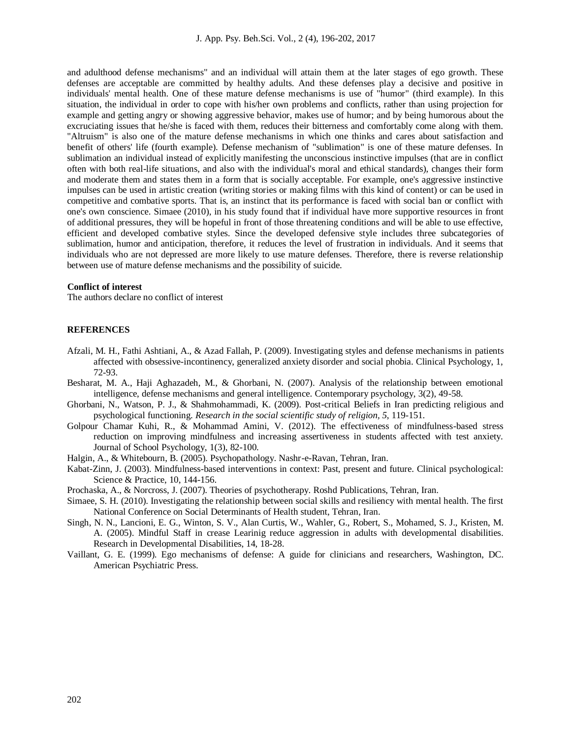and adulthood defense mechanisms" and an individual will attain them at the later stages of ego growth. These defenses are acceptable are committed by healthy adults. And these defenses play a decisive and positive in individuals' mental health. One of these mature defense mechanisms is use of "humor" (third example). In this situation, the individual in order to cope with his/her own problems and conflicts, rather than using projection for example and getting angry or showing aggressive behavior, makes use of humor; and by being humorous about the excruciating issues that he/she is faced with them, reduces their bitterness and comfortably come along with them. "Altruism" is also one of the mature defense mechanisms in which one thinks and cares about satisfaction and benefit of others' life (fourth example). Defense mechanism of "sublimation" is one of these mature defenses. In sublimation an individual instead of explicitly manifesting the unconscious instinctive impulses (that are in conflict often with both real-life situations, and also with the individual's moral and ethical standards), changes their form and moderate them and states them in a form that is socially acceptable. For example, one's aggressive instinctive impulses can be used in artistic creation (writing stories or making films with this kind of content) or can be used in competitive and combative sports. That is, an instinct that its performance is faced with social ban or conflict with one's own conscience. Simaee (2010), in his study found that if individual have more supportive resources in front of additional pressures, they will be hopeful in front of those threatening conditions and will be able to use effective, efficient and developed combative styles. Since the developed defensive style includes three subcategories of sublimation, humor and anticipation, therefore, it reduces the level of frustration in individuals. And it seems that individuals who are not depressed are more likely to use mature defenses. Therefore, there is reverse relationship between use of mature defense mechanisms and the possibility of suicide.

**Conflict of interest**

The authors declare no conflict of interest

## REFERENCES

Afzali, M. H., Fathi Ashtiani, A., & Azad Fallah, P. (2009). Investigating styles and defense mechanisms in patients affected with obsessive-incontinency, generalized anxiety disorder and social phobia. Clinical Psychology, 1, 72-93.

Besharat, M. A., Haji Aghazadeh, M., & Ghorbani, N. (2007). Analysis of the relationship between emotional intelligence, defense mechanisms and general intelligence. Contemporary psychology, 3(2), 49-58.

Ghorbani, N., Watson, P. J., & Shahmohammadi, K. (2009). Post-critical Beliefs in Iran predicting religious and psychological functioning. *Research in the social scientific study of religion*, *5*, 119-151.

Golpour Chamar Kuhi, R., & Mohammad Amini, V. (2012). The effectiveness of mindfulness-based stress reduction on improving mindfulness and increasing assertiveness in students affected with test anxiety. Journal of School Psychology, 1(3), 82-100.

Halgin, A., & Whitebourn, B. (2005). Psychopathology. Nashr-e-Ravan, Tehran, Iran.

Kabat-Zinn, J. (2003). Mindfulness-based interventions in context: Past, present and future. Clinical psychological: Science & Practice, 10, 144-156.

Prochaska, A., & Norcross, J. (2007). Theories of psychotherapy. Roshd Publications, Tehran, Iran.

Simaee, S. H. (2010). Investigating the relationship between social skills and resiliency with mental health. The first National Conference on Social Determinants of Health student, Tehran, Iran.

Singh, N. N., Lancioni, E. G., Winton, S. V., Alan Curtis, W., Wahler, G., Robert, S., Mohamed, S. J., Kristen, M. A. (2005). Mindful Staff in crease Learinig reduce aggression in adults with developmental disabilities. Research in Developmental Disabilities, 14, 18-28.

Vaillant, G. E. (1999). Ego mechanisms of defense: A guide for clinicians and researchers, Washington, DC. American Psychiatric Press.